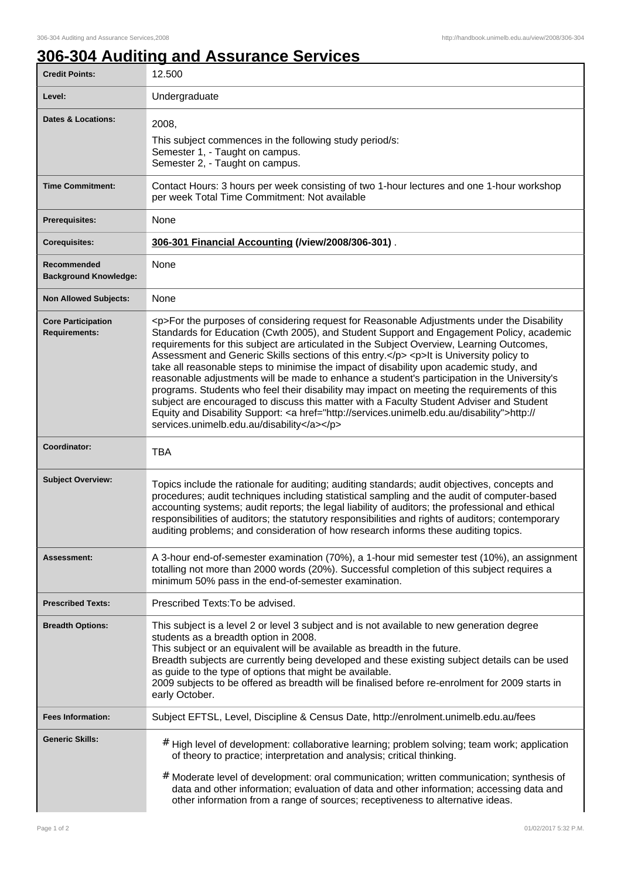# 306-304 Auditing and Assurance Services

| | |
|---|---|
| **Credit Points:** | 12.500 |
| **Level:** | Undergraduate |
| **Dates & Locations:** | 2008,<br>This subject commences in the following study period/s:<br>Semester 1, - Taught on campus.<br>Semester 2, - Taught on campus. |
| **Time Commitment:** | Contact Hours: 3 hours per week consisting of two 1-hour lectures and one 1-hour workshop per week Total Time Commitment: Not available |
| **Prerequisites:** | None |
| **Corequisites:** | **306-301 Financial Accounting (/view/2008/306-301)** . |
| **Recommended Background Knowledge:** | None |
| **Non Allowed Subjects:** | None |
| **Core Participation Requirements:** | <p>For the purposes of considering request for Reasonable Adjustments under the Disability Standards for Education (Cwth 2005), and Student Support and Engagement Policy, academic requirements for this subject are articulated in the Subject Overview, Learning Outcomes, Assessment and Generic Skills sections of this entry.</p> <p>It is University policy to take all reasonable steps to minimise the impact of disability upon academic study, and reasonable adjustments will be made to enhance a student's participation in the University's programs. Students who feel their disability may impact on meeting the requirements of this subject are encouraged to discuss this matter with a Faculty Student Adviser and Student Equity and Disability Support: <a href="http://services.unimelb.edu.au/disability">http://services.unimelb.edu.au/disability</a></p> |
| **Coordinator:** | TBA |
| **Subject Overview:** | Topics include the rationale for auditing; auditing standards; audit objectives, concepts and procedures; audit techniques including statistical sampling and the audit of computer-based accounting systems; audit reports; the legal liability of auditors; the professional and ethical responsibilities of auditors; the statutory responsibilities and rights of auditors; contemporary auditing problems; and consideration of how research informs these auditing topics. |
| **Assessment:** | A 3-hour end-of-semester examination (70%), a 1-hour mid semester test (10%), an assignment totalling not more than 2000 words (20%). Successful completion of this subject requires a minimum 50% pass in the end-of-semester examination. |
| **Prescribed Texts:** | Prescribed Texts:To be advised. |
| **Breadth Options:** | This subject is a level 2 or level 3 subject and is not available to new generation degree students as a breadth option in 2008.<br>This subject or an equivalent will be available as breadth in the future.<br>Breadth subjects are currently being developed and these existing subject details can be used as guide to the type of options that might be available.<br>2009 subjects to be offered as breadth will be finalised before re-enrolment for 2009 starts in early October. |
| **Fees Information:** | Subject EFTSL, Level, Discipline & Census Date, http://enrolment.unimelb.edu.au/fees |
| **Generic Skills:** | # High level of development: collaborative learning; problem solving; team work; application of theory to practice; interpretation and analysis; critical thinking.<br># Moderate level of development: oral communication; written communication; synthesis of data and other information; evaluation of data and other information; accessing data and other information from a range of sources; receptiveness to alternative ideas. |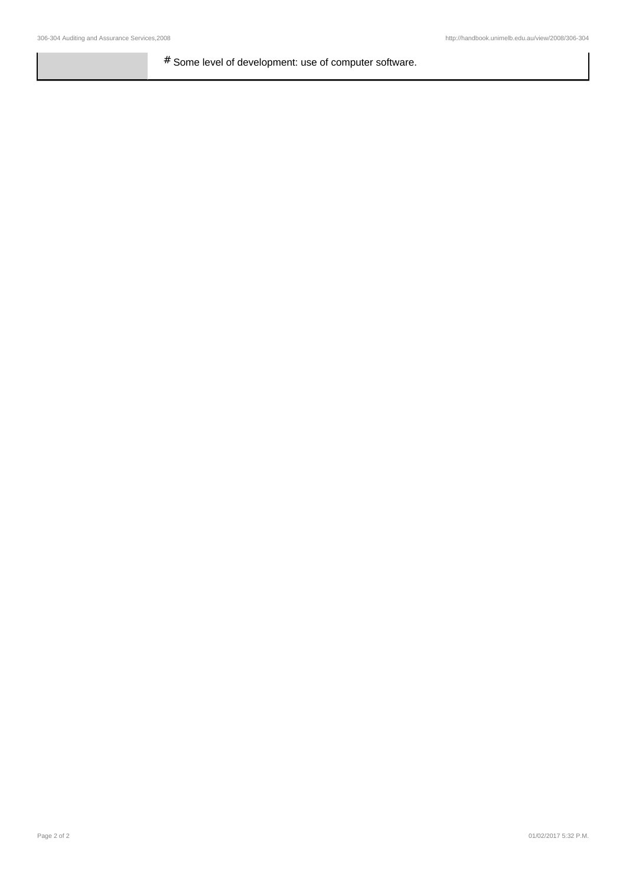| | |
|---|---|
| | # Some level of development: use of computer software. |